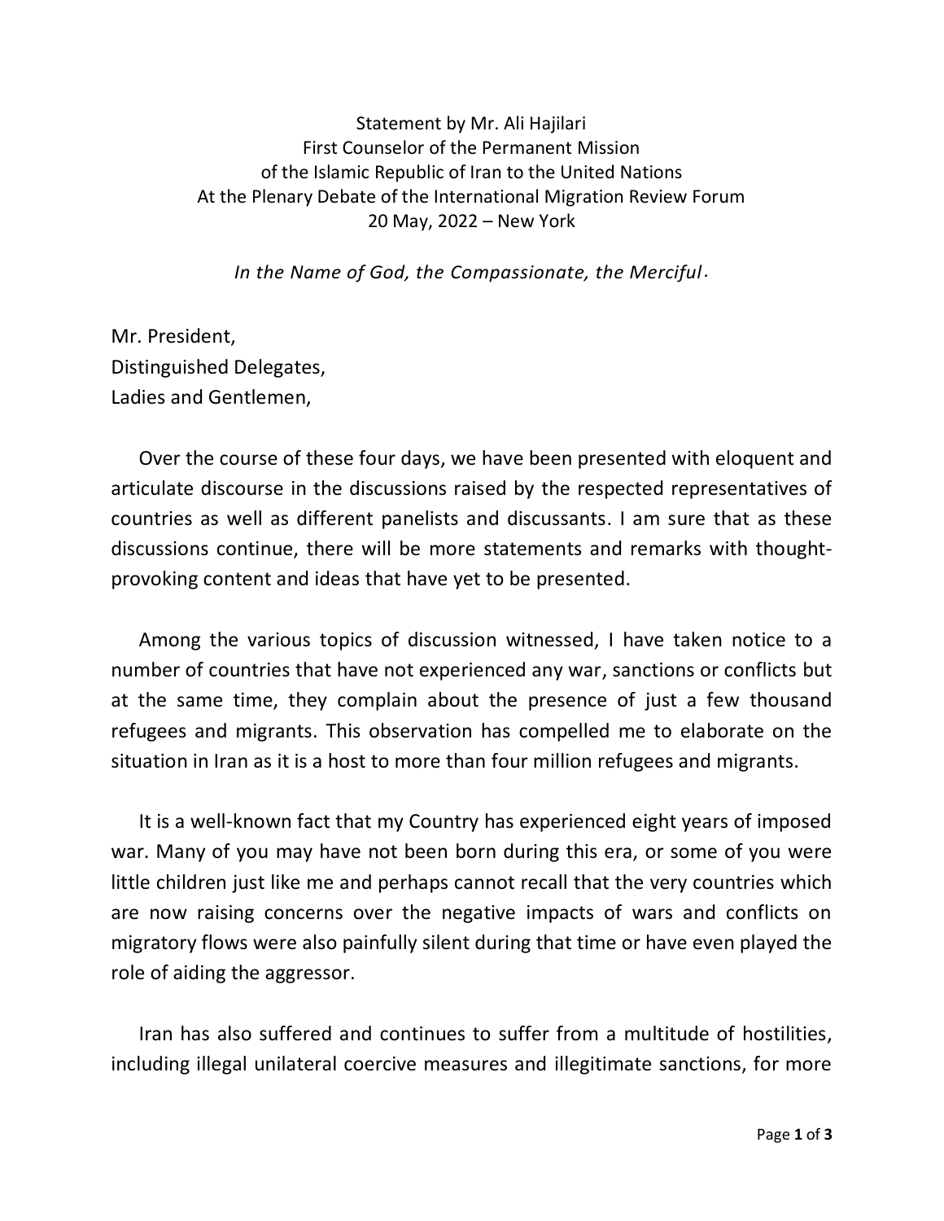Statement by Mr. Ali Hajilari
First Counselor of the Permanent Mission
of the Islamic Republic of Iran to the United Nations
At the Plenary Debate of the International Migration Review Forum
20 May, 2022 – New York

*In the Name of God, the Compassionate, the Merciful.*

Mr. President,
Distinguished Delegates,
Ladies and Gentlemen,

Over the course of these four days, we have been presented with eloquent and articulate discourse in the discussions raised by the respected representatives of countries as well as different panelists and discussants. I am sure that as these discussions continue, there will be more statements and remarks with thought-provoking content and ideas that have yet to be presented.

Among the various topics of discussion witnessed, I have taken notice to a number of countries that have not experienced any war, sanctions or conflicts but at the same time, they complain about the presence of just a few thousand refugees and migrants. This observation has compelled me to elaborate on the situation in Iran as it is a host to more than four million refugees and migrants.

It is a well-known fact that my Country has experienced eight years of imposed war. Many of you may have not been born during this era, or some of you were little children just like me and perhaps cannot recall that the very countries which are now raising concerns over the negative impacts of wars and conflicts on migratory flows were also painfully silent during that time or have even played the role of aiding the aggressor.

Iran has also suffered and continues to suffer from a multitude of hostilities, including illegal unilateral coercive measures and illegitimate sanctions, for more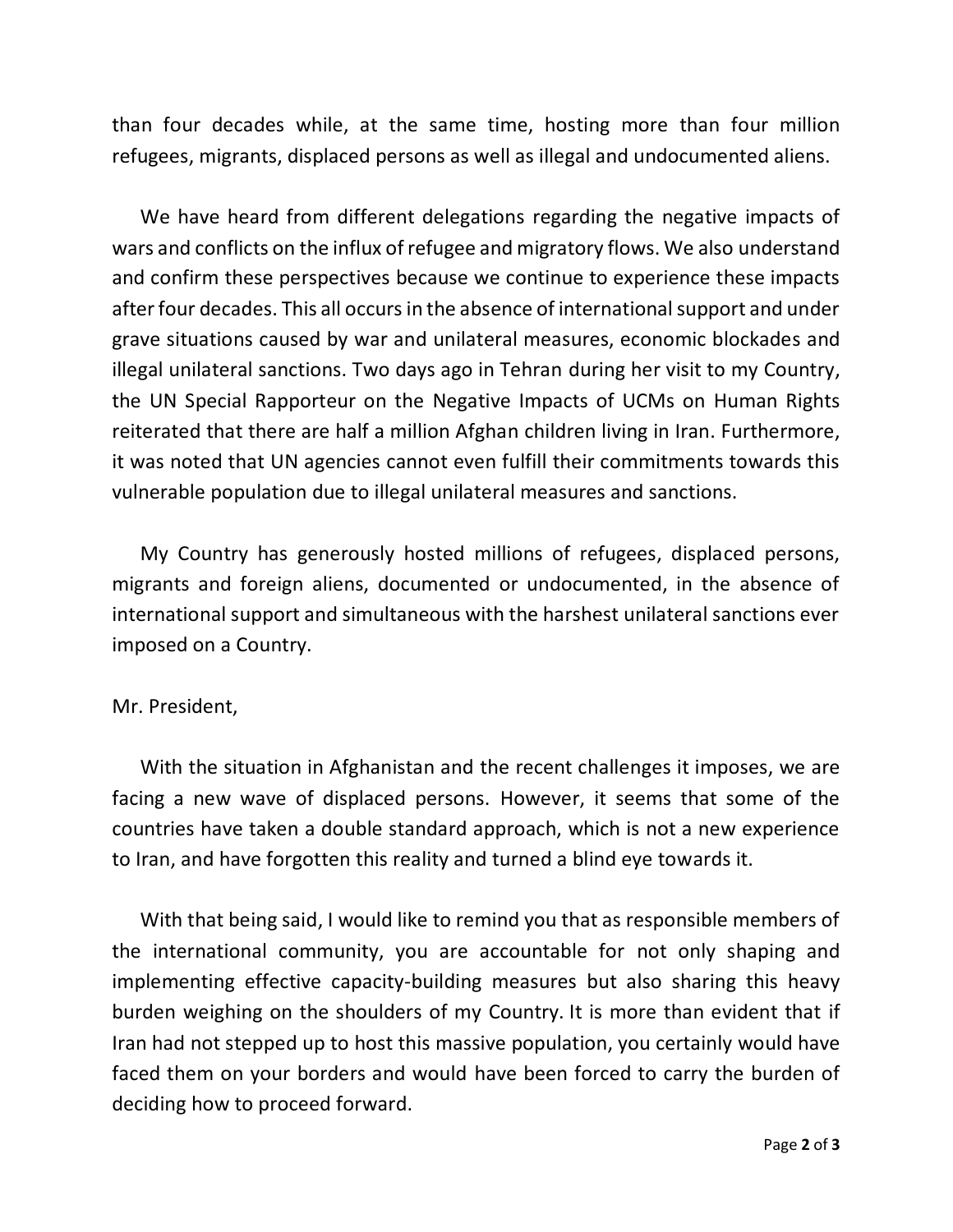than four decades while, at the same time, hosting more than four million refugees, migrants, displaced persons as well as illegal and undocumented aliens.

We have heard from different delegations regarding the negative impacts of wars and conflicts on the influx of refugee and migratory flows. We also understand and confirm these perspectives because we continue to experience these impacts after four decades. This all occurs in the absence of international support and under grave situations caused by war and unilateral measures, economic blockades and illegal unilateral sanctions. Two days ago in Tehran during her visit to my Country, the UN Special Rapporteur on the Negative Impacts of UCMs on Human Rights reiterated that there are half a million Afghan children living in Iran. Furthermore, it was noted that UN agencies cannot even fulfill their commitments towards this vulnerable population due to illegal unilateral measures and sanctions.

My Country has generously hosted millions of refugees, displaced persons, migrants and foreign aliens, documented or undocumented, in the absence of international support and simultaneous with the harshest unilateral sanctions ever imposed on a Country.

Mr. President,

With the situation in Afghanistan and the recent challenges it imposes, we are facing a new wave of displaced persons. However, it seems that some of the countries have taken a double standard approach, which is not a new experience to Iran, and have forgotten this reality and turned a blind eye towards it.

With that being said, I would like to remind you that as responsible members of the international community, you are accountable for not only shaping and implementing effective capacity-building measures but also sharing this heavy burden weighing on the shoulders of my Country. It is more than evident that if Iran had not stepped up to host this massive population, you certainly would have faced them on your borders and would have been forced to carry the burden of deciding how to proceed forward.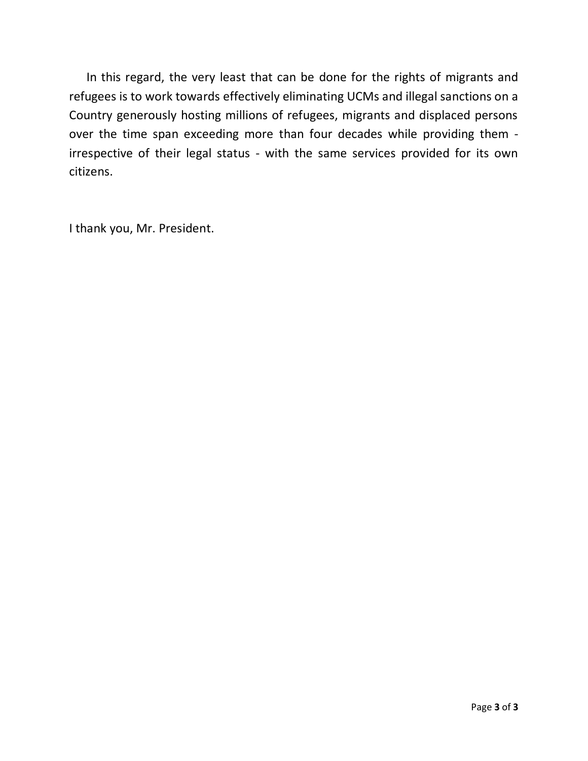In this regard, the very least that can be done for the rights of migrants and refugees is to work towards effectively eliminating UCMs and illegal sanctions on a Country generously hosting millions of refugees, migrants and displaced persons over the time span exceeding more than four decades while providing them - irrespective of their legal status - with the same services provided for its own citizens.

I thank you, Mr. President.